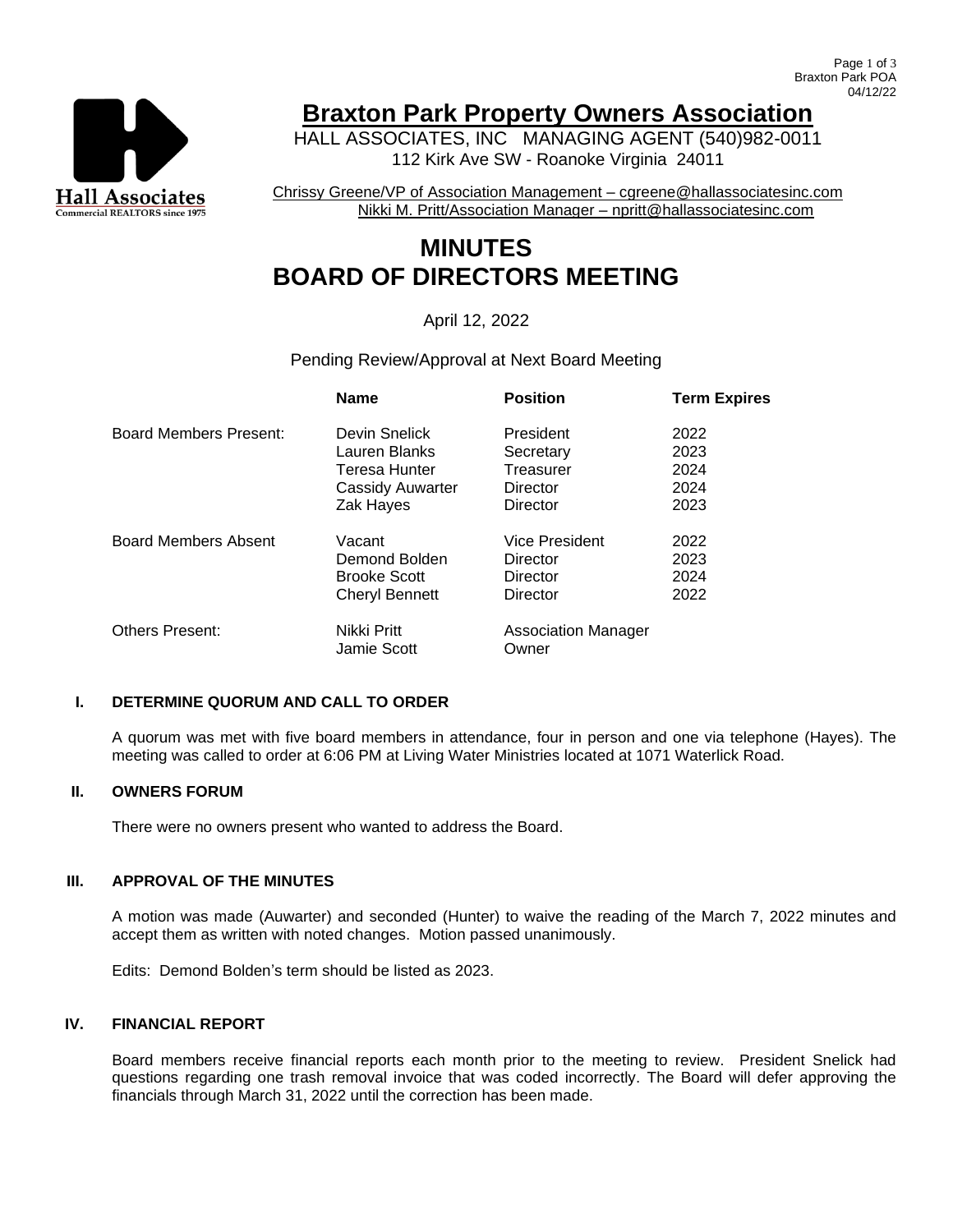# Braxton Park Property Owners Association

HALL ASSOCIATES, INC MANAGING AGENT (540)982-0011
112 Kirk Ave SW - Roanoke Virginia 24011

Chrissy Greene/VP of Association Management – cgreene@hallassociatesinc.com
Nikki M. Pritt/Association Manager – npritt@hallassociatesinc.com

# MINUTES
# BOARD OF DIRECTORS MEETING

April 12, 2022

Pending Review/Approval at Next Board Meeting

| | Name | Position | Term Expires |
|---|---|---|---|
| Board Members Present: | Devin Snelick | President | 2022 |
| | Lauren Blanks | Secretary | 2023 |
| | Teresa Hunter | Treasurer | 2024 |
| | Cassidy Auwarter | Director | 2024 |
| | Zak Hayes | Director | 2023 |
| Board Members Absent | Vacant | Vice President | 2022 |
| | Demond Bolden | Director | 2023 |
| | Brooke Scott | Director | 2024 |
| | Cheryl Bennett | Director | 2022 |
| Others Present: | Nikki Pritt | Association Manager | |
| | Jamie Scott | Owner | |

## I. DETERMINE QUORUM AND CALL TO ORDER

A quorum was met with five board members in attendance, four in person and one via telephone (Hayes). The meeting was called to order at 6:06 PM at Living Water Ministries located at 1071 Waterlick Road.

## II. OWNERS FORUM

There were no owners present who wanted to address the Board.

## III. APPROVAL OF THE MINUTES

A motion was made (Auwarter) and seconded (Hunter) to waive the reading of the March 7, 2022 minutes and accept them as written with noted changes. Motion passed unanimously.

Edits: Demond Bolden's term should be listed as 2023.

## IV. FINANCIAL REPORT

Board members receive financial reports each month prior to the meeting to review. President Snelick had questions regarding one trash removal invoice that was coded incorrectly. The Board will defer approving the financials through March 31, 2022 until the correction has been made.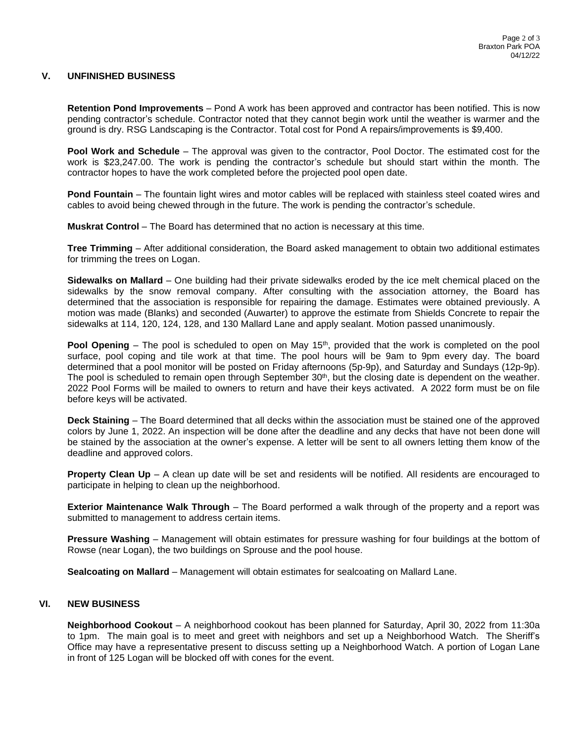## V. UNFINISHED BUSINESS

**Retention Pond Improvements** – Pond A work has been approved and contractor has been notified. This is now pending contractor's schedule. Contractor noted that they cannot begin work until the weather is warmer and the ground is dry. RSG Landscaping is the Contractor. Total cost for Pond A repairs/improvements is $9,400.

**Pool Work and Schedule** – The approval was given to the contractor, Pool Doctor. The estimated cost for the work is $23,247.00. The work is pending the contractor's schedule but should start within the month. The contractor hopes to have the work completed before the projected pool open date.

**Pond Fountain** – The fountain light wires and motor cables will be replaced with stainless steel coated wires and cables to avoid being chewed through in the future. The work is pending the contractor's schedule.

**Muskrat Control** – The Board has determined that no action is necessary at this time.

**Tree Trimming** – After additional consideration, the Board asked management to obtain two additional estimates for trimming the trees on Logan.

**Sidewalks on Mallard** – One building had their private sidewalks eroded by the ice melt chemical placed on the sidewalks by the snow removal company. After consulting with the association attorney, the Board has determined that the association is responsible for repairing the damage. Estimates were obtained previously. A motion was made (Blanks) and seconded (Auwarter) to approve the estimate from Shields Concrete to repair the sidewalks at 114, 120, 124, 128, and 130 Mallard Lane and apply sealant. Motion passed unanimously.

**Pool Opening** – The pool is scheduled to open on May 15th, provided that the work is completed on the pool surface, pool coping and tile work at that time. The pool hours will be 9am to 9pm every day. The board determined that a pool monitor will be posted on Friday afternoons (5p-9p), and Saturday and Sundays (12p-9p). The pool is scheduled to remain open through September 30th, but the closing date is dependent on the weather. 2022 Pool Forms will be mailed to owners to return and have their keys activated. A 2022 form must be on file before keys will be activated.

**Deck Staining** – The Board determined that all decks within the association must be stained one of the approved colors by June 1, 2022. An inspection will be done after the deadline and any decks that have not been done will be stained by the association at the owner's expense. A letter will be sent to all owners letting them know of the deadline and approved colors.

**Property Clean Up** – A clean up date will be set and residents will be notified. All residents are encouraged to participate in helping to clean up the neighborhood.

**Exterior Maintenance Walk Through** – The Board performed a walk through of the property and a report was submitted to management to address certain items.

**Pressure Washing** – Management will obtain estimates for pressure washing for four buildings at the bottom of Rowse (near Logan), the two buildings on Sprouse and the pool house.

**Sealcoating on Mallard** – Management will obtain estimates for sealcoating on Mallard Lane.

## VI. NEW BUSINESS

**Neighborhood Cookout** – A neighborhood cookout has been planned for Saturday, April 30, 2022 from 11:30a to 1pm. The main goal is to meet and greet with neighbors and set up a Neighborhood Watch. The Sheriff's Office may have a representative present to discuss setting up a Neighborhood Watch. A portion of Logan Lane in front of 125 Logan will be blocked off with cones for the event.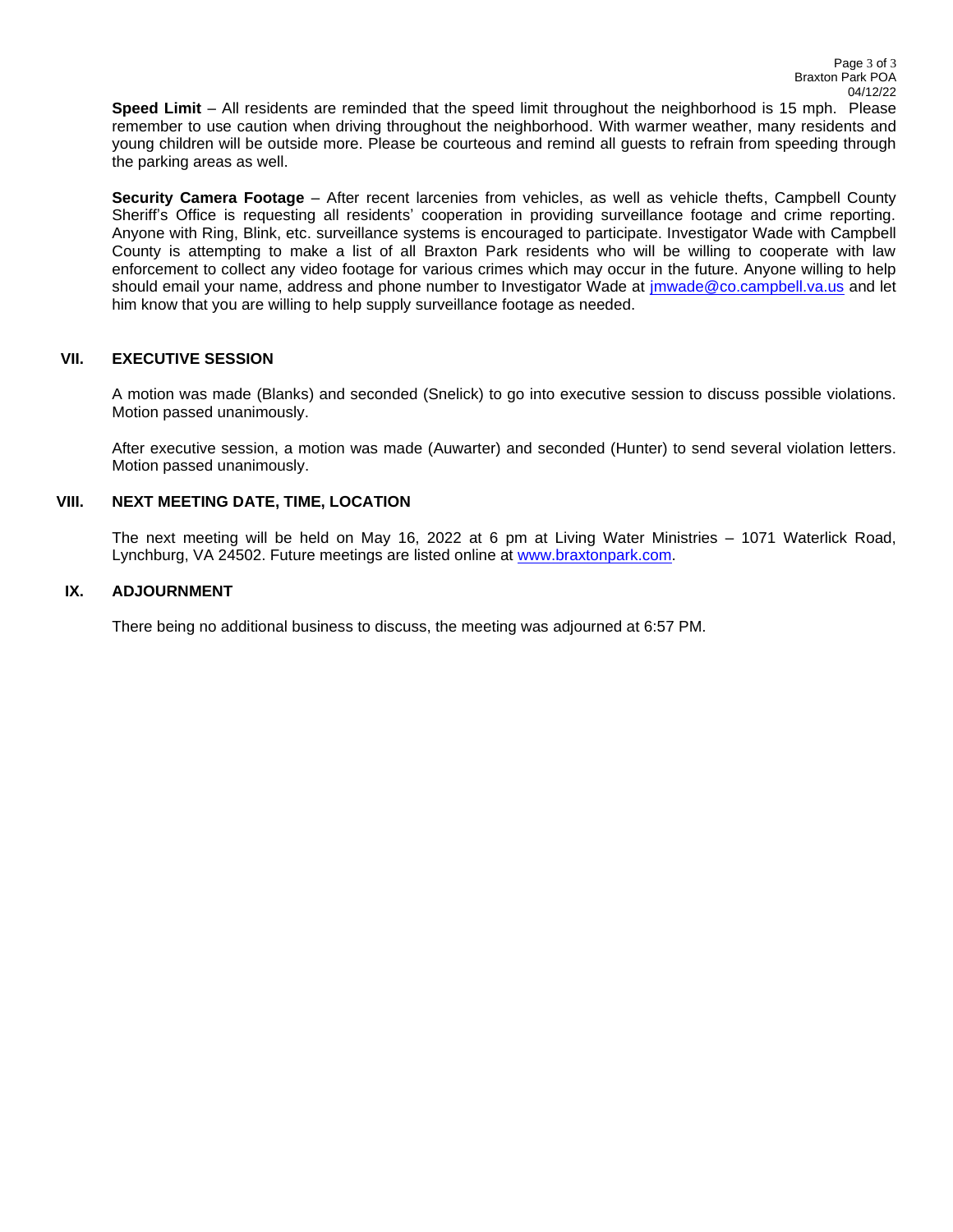**Speed Limit** – All residents are reminded that the speed limit throughout the neighborhood is 15 mph. Please remember to use caution when driving throughout the neighborhood. With warmer weather, many residents and young children will be outside more. Please be courteous and remind all guests to refrain from speeding through the parking areas as well.

**Security Camera Footage** – After recent larcenies from vehicles, as well as vehicle thefts, Campbell County Sheriff's Office is requesting all residents' cooperation in providing surveillance footage and crime reporting. Anyone with Ring, Blink, etc. surveillance systems is encouraged to participate. Investigator Wade with Campbell County is attempting to make a list of all Braxton Park residents who will be willing to cooperate with law enforcement to collect any video footage for various crimes which may occur in the future. Anyone willing to help should email your name, address and phone number to Investigator Wade at jmwade@co.campbell.va.us and let him know that you are willing to help supply surveillance footage as needed.

## VII. EXECUTIVE SESSION

A motion was made (Blanks) and seconded (Snelick) to go into executive session to discuss possible violations. Motion passed unanimously.

After executive session, a motion was made (Auwarter) and seconded (Hunter) to send several violation letters. Motion passed unanimously.

## VIII. NEXT MEETING DATE, TIME, LOCATION

The next meeting will be held on May 16, 2022 at 6 pm at Living Water Ministries – 1071 Waterlick Road, Lynchburg, VA 24502. Future meetings are listed online at www.braxtonpark.com.

## IX. ADJOURNMENT

There being no additional business to discuss, the meeting was adjourned at 6:57 PM.